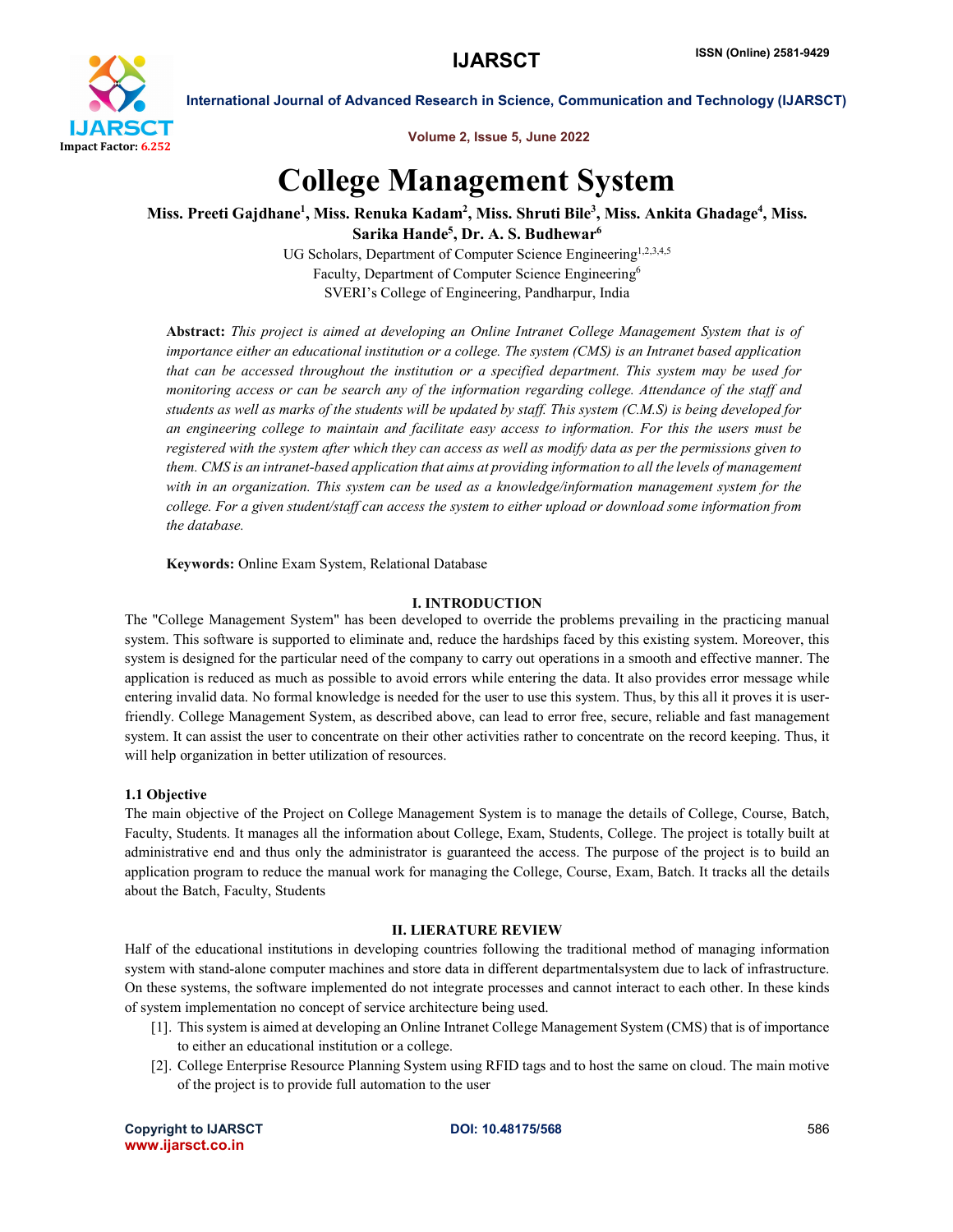# College Management System

**Miss. Preeti Gajdhane[1], Miss. Renuka Kadam[2], Miss. Shruti Bile[3], Miss. Ankita Ghadage[4], Miss. Sarika Hande[5], Dr. A. S. Budhewar[6]**

UG Scholars, Department of Computer Science Engineering[1,2,3,4,5]

Faculty, Department of Computer Science Engineering[6]

SVERI's College of Engineering, Pandharpur, India

**Abstract:** *This project is aimed at developing an Online Intranet College Management System that is of importance either an educational institution or a college. The system (CMS) is an Intranet based application that can be accessed throughout the institution or a specified department. This system may be used for monitoring access or can be search any of the information regarding college. Attendance of the staff and students as well as marks of the students will be updated by staff. This system (C.M.S) is being developed for an engineering college to maintain and facilitate easy access to information. For this the users must be registered with the system after which they can access as well as modify data as per the permissions given to them. CMS is an intranet-based application that aims at providing information to all the levels of management with in an organization. This system can be used as a knowledge/information management system for the college. For a given student/staff can access the system to either upload or download some information from the database.*

**Keywords:** Online Exam System, Relational Database

## I. INTRODUCTION

The "College Management System" has been developed to override the problems prevailing in the practicing manual system. This software is supported to eliminate and, reduce the hardships faced by this existing system. Moreover, this system is designed for the particular need of the company to carry out operations in a smooth and effective manner. The application is reduced as much as possible to avoid errors while entering the data. It also provides error message while entering invalid data. No formal knowledge is needed for the user to use this system. Thus, by this all it proves it is user-friendly. College Management System, as described above, can lead to error free, secure, reliable and fast management system. It can assist the user to concentrate on their other activities rather to concentrate on the record keeping. Thus, it will help organization in better utilization of resources.

### 1.1 Objective

The main objective of the Project on College Management System is to manage the details of College, Course, Batch, Faculty, Students. It manages all the information about College, Exam, Students, College. The project is totally built at administrative end and thus only the administrator is guaranteed the access. The purpose of the project is to build an application program to reduce the manual work for managing the College, Course, Exam, Batch. It tracks all the details about the Batch, Faculty, Students

## II. LIERATURE REVIEW

Half of the educational institutions in developing countries following the traditional method of managing information system with stand-alone computer machines and store data in different departmentalsystem due to lack of infrastructure. On these systems, the software implemented do not integrate processes and cannot interact to each other. In these kinds of system implementation no concept of service architecture being used.

[1]. This system is aimed at developing an Online Intranet College Management System (CMS) that is of importance to either an educational institution or a college.

[2]. College Enterprise Resource Planning System using RFID tags and to host the same on cloud. The main motive of the project is to provide full automation to the user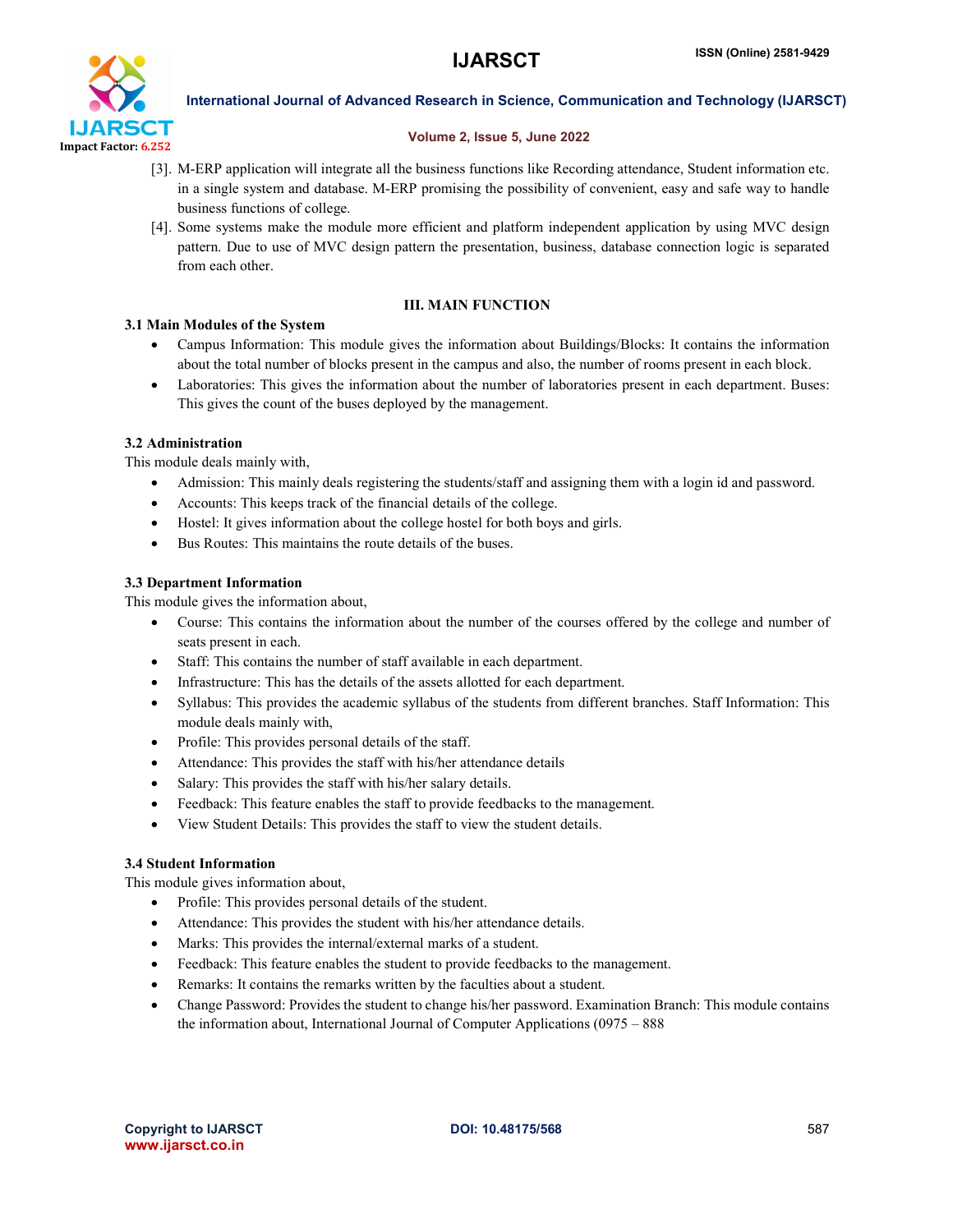[3]. M-ERP application will integrate all the business functions like Recording attendance, Student information etc. in a single system and database. M-ERP promising the possibility of convenient, easy and safe way to handle business functions of college.

[4]. Some systems make the module more efficient and platform independent application by using MVC design pattern. Due to use of MVC design pattern the presentation, business, database connection logic is separated from each other.

## III. MAIN FUNCTION

### 3.1 Main Modules of the System

- Campus Information: This module gives the information about Buildings/Blocks: It contains the information about the total number of blocks present in the campus and also, the number of rooms present in each block.
- Laboratories: This gives the information about the number of laboratories present in each department. Buses: This gives the count of the buses deployed by the management.

### 3.2 Administration

This module deals mainly with,

- Admission: This mainly deals registering the students/staff and assigning them with a login id and password.
- Accounts: This keeps track of the financial details of the college.
- Hostel: It gives information about the college hostel for both boys and girls.
- Bus Routes: This maintains the route details of the buses.

### 3.3 Department Information

This module gives the information about,

- Course: This contains the information about the number of the courses offered by the college and number of seats present in each.
- Staff: This contains the number of staff available in each department.
- Infrastructure: This has the details of the assets allotted for each department.
- Syllabus: This provides the academic syllabus of the students from different branches. Staff Information: This module deals mainly with,
- Profile: This provides personal details of the staff.
- Attendance: This provides the staff with his/her attendance details
- Salary: This provides the staff with his/her salary details.
- Feedback: This feature enables the staff to provide feedbacks to the management.
- View Student Details: This provides the staff to view the student details.

### 3.4 Student Information

This module gives information about,

- Profile: This provides personal details of the student.
- Attendance: This provides the student with his/her attendance details.
- Marks: This provides the internal/external marks of a student.
- Feedback: This feature enables the student to provide feedbacks to the management.
- Remarks: It contains the remarks written by the faculties about a student.
- Change Password: Provides the student to change his/her password. Examination Branch: This module contains the information about, International Journal of Computer Applications (0975 – 888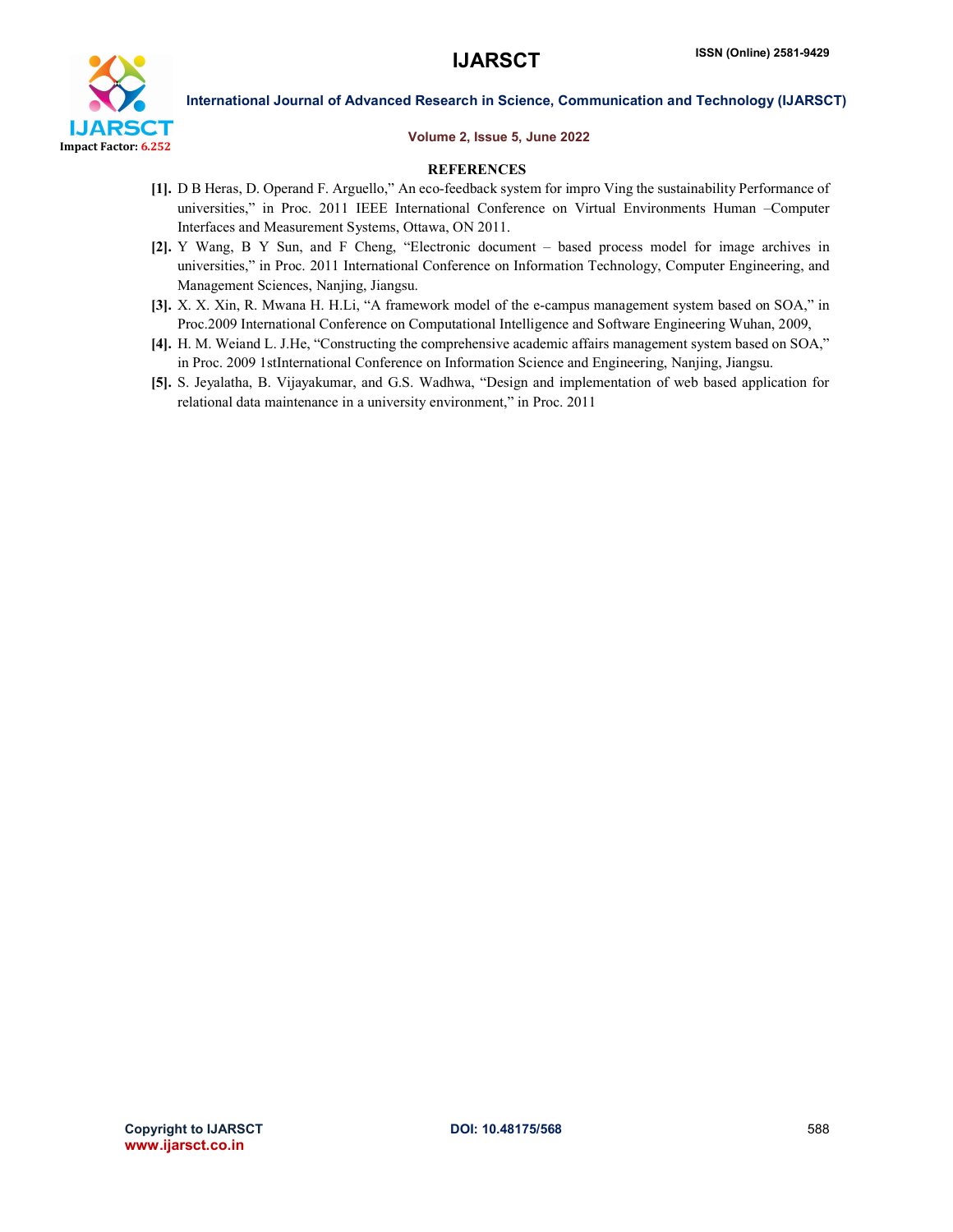## REFERENCES

**[1].** D B Heras, D. Operand F. Arguello," An eco-feedback system for impro Ving the sustainability Performance of universities," in Proc. 2011 IEEE International Conference on Virtual Environments Human –Computer Interfaces and Measurement Systems, Ottawa, ON 2011.

**[2].** Y Wang, B Y Sun, and F Cheng, "Electronic document – based process model for image archives in universities," in Proc. 2011 International Conference on Information Technology, Computer Engineering, and Management Sciences, Nanjing, Jiangsu.

**[3].** X. X. Xin, R. Mwana H. H.Li, "A framework model of the e-campus management system based on SOA," in Proc.2009 International Conference on Computational Intelligence and Software Engineering Wuhan, 2009,

**[4].** H. M. Weiand L. J.He, "Constructing the comprehensive academic affairs management system based on SOA," in Proc. 2009 1stInternational Conference on Information Science and Engineering, Nanjing, Jiangsu.

**[5].** S. Jeyalatha, B. Vijayakumar, and G.S. Wadhwa, "Design and implementation of web based application for relational data maintenance in a university environment," in Proc. 2011